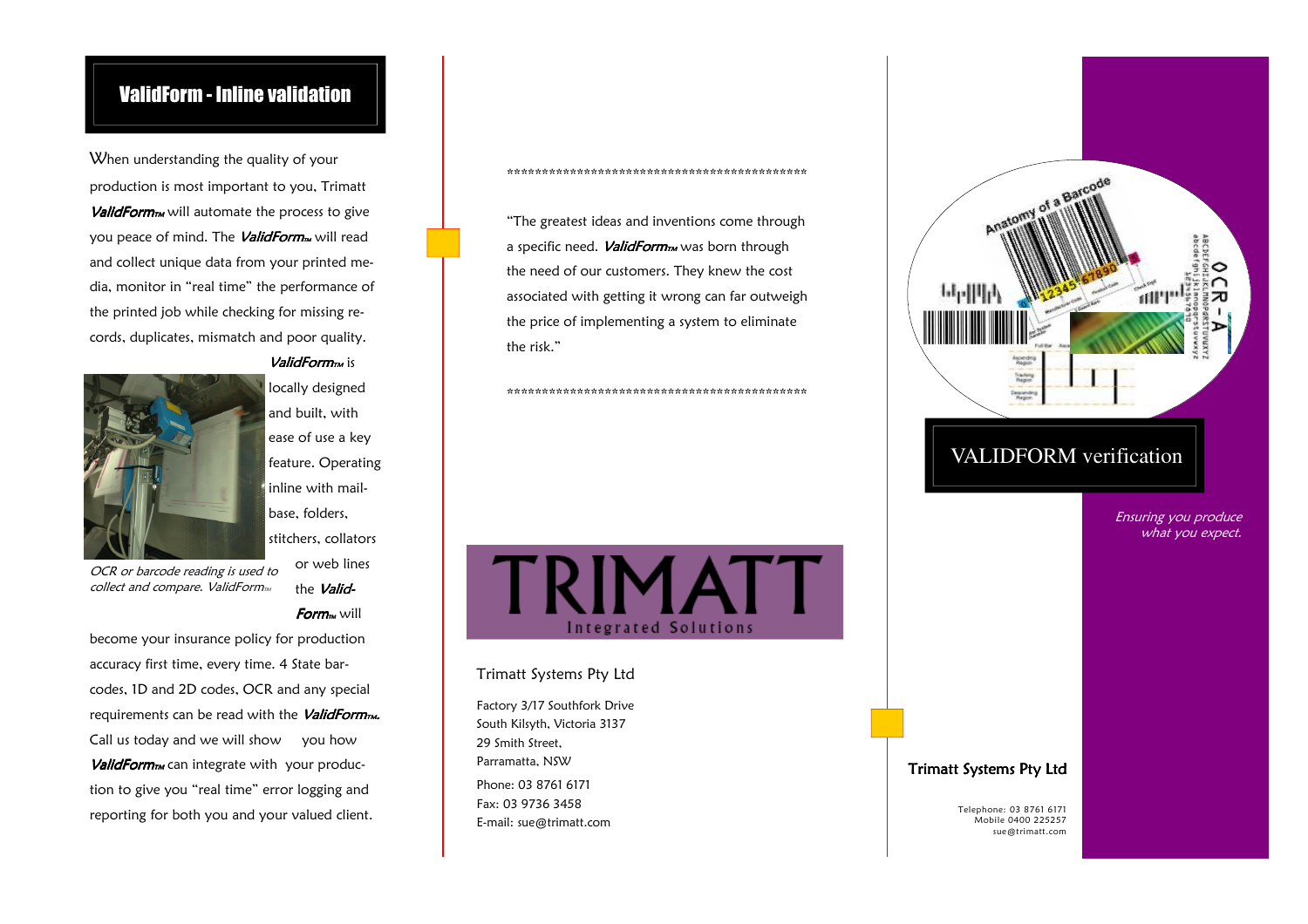# ValidForm - Inline validation

When understanding the quality of your production is most important to you, Trimatt ***ValidForm™*** will automate the process to give you peace of mind. The ***ValidForm™*** will read and collect unique data from your printed media, monitor in "real time" the performance of the printed job while checking for missing records, duplicates, mismatch and poor quality.

***ValidForm™*** is locally designed and built, with ease of use a key feature. Operating inline with mail-base, folders, stitchers, collators or web lines the ***ValidForm™*** will become your insurance policy for production accuracy first time, every time. 4 State barcodes, 1D and 2D codes, OCR and any special requirements can be read with the ***ValidForm™***. Call us today and we will show you how ***ValidForm™*** can integrate with your production to give you "real time" error logging and reporting for both you and your valued client.

*OCR or barcode reading is used to collect and compare. ValidForm™*

\*\*\*\*\*\*\*\*\*\*\*\*\*\*\*\*\*\*\*\*\*\*\*\*\*\*\*\*\*\*\*\*\*\*\*\*\*\*\*\*\*\*\*\*\*\*

"The greatest ideas and inventions come through a specific need. ***ValidForm™*** was born through the need of our customers. They knew the cost associated with getting it wrong can far outweigh the price of implementing a system to eliminate the risk."

\*\*\*\*\*\*\*\*\*\*\*\*\*\*\*\*\*\*\*\*\*\*\*\*\*\*\*\*\*\*\*\*\*\*\*\*\*\*\*\*\*\*\*\*\*\*

**TRIMATT**
Integrated Solutions

Trimatt Systems Pty Ltd

Factory 3/17 Southfork Drive
South Kilsyth, Victoria 3137
29 Smith Street,
Parramatta, NSW

Phone: 03 8761 6171
Fax: 03 9736 3458
E-mail: sue@trimatt.com

# VALIDFORM verification

*Ensuring you produce what you expect.*

**Trimatt Systems Pty Ltd**

Telephone: 03 8761 6171
Mobile 0400 225257
sue@trimatt.com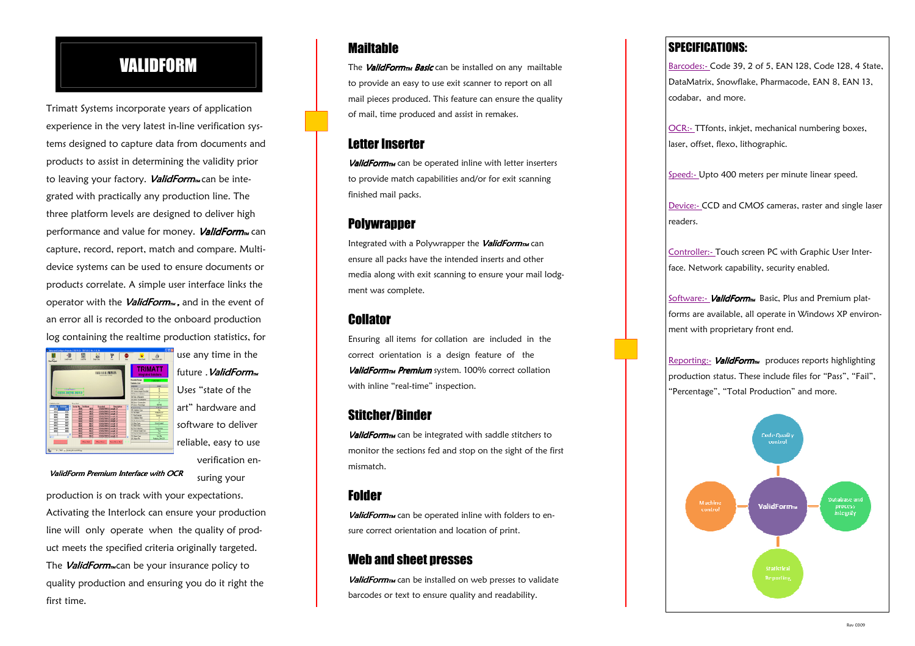# VALIDFORM

Trimatt Systems incorporate years of application experience in the very latest in-line verification systems designed to capture data from documents and products to assist in determining the validity prior to leaving your factory. *ValidForm™* can be integrated with practically any production line. The three platform levels are designed to deliver high performance and value for money. *ValidForm™* can capture, record, report, match and compare. Multi-device systems can be used to ensure documents or products correlate. A simple user interface links the operator with the *ValidForm™*, and in the event of an error all is recorded to the onboard production log containing the realtime production statistics, for use any time in the future . *ValidForm™* Uses "state of the art" hardware and software to deliver reliable, easy to use verification ensuring your production is on track with your expectations. Activating the Interlock can ensure your production line will only operate when the quality of product meets the specified criteria originally targeted. The *ValidForm™* can be your insurance policy to quality production and ensuring you do it right the first time.

*ValidForm Premium Interface with OCR*

## Mailtable

The ***ValidForm™ Basic*** can be installed on any mailtable to provide an easy to use exit scanner to report on all mail pieces produced. This feature can ensure the quality of mail, time produced and assist in remakes.

## Letter Inserter

*ValidForm™* can be operated inline with letter inserters to provide match capabilities and/or for exit scanning finished mail packs.

## Polywrapper

Integrated with a Polywrapper the *ValidForm™* can ensure all packs have the intended inserts and other media along with exit scanning to ensure your mail lodgment was complete.

## Collator

Ensuring all items for collation are included in the correct orientation is a design feature of the ***ValidForm™ Premium*** system. 100% correct collation with inline "real-time" inspection.

## Stitcher/Binder

*ValidForm™* can be integrated with saddle stitchers to monitor the sections fed and stop on the sight of the first mismatch.

## Folder

*ValidForm™* can be operated inline with folders to ensure correct orientation and location of print.

## Web and sheet presses

*ValidForm™* can be installed on web presses to validate barcodes or text to ensure quality and readability.

## SPECIFICATIONS:

Barcodes:- Code 39, 2 of 5, EAN 128, Code 128, 4 State, DataMatrix, Snowflake, Pharmacode, EAN 8, EAN 13, codabar, and more.

OCR:- TTfonts, inkjet, mechanical numbering boxes, laser, offset, flexo, lithographic.

Speed:- Upto 400 meters per minute linear speed.

Device:- CCD and CMOS cameras, raster and single laser readers.

Controller:- Touch screen PC with Graphic User Interface. Network capability, security enabled.

Software:- *ValidForm™* Basic, Plus and Premium platforms are available, all operate in Windows XP environment with proprietary front end.

Reporting:- *ValidForm™* produces reports highlighting production status. These include files for "Pass", "Fail", "Percentage", "Total Production" and more.

Code Quality control

Machine control

ValidForm™

Database and process integrity

Statistical Reporting

Rev 0309